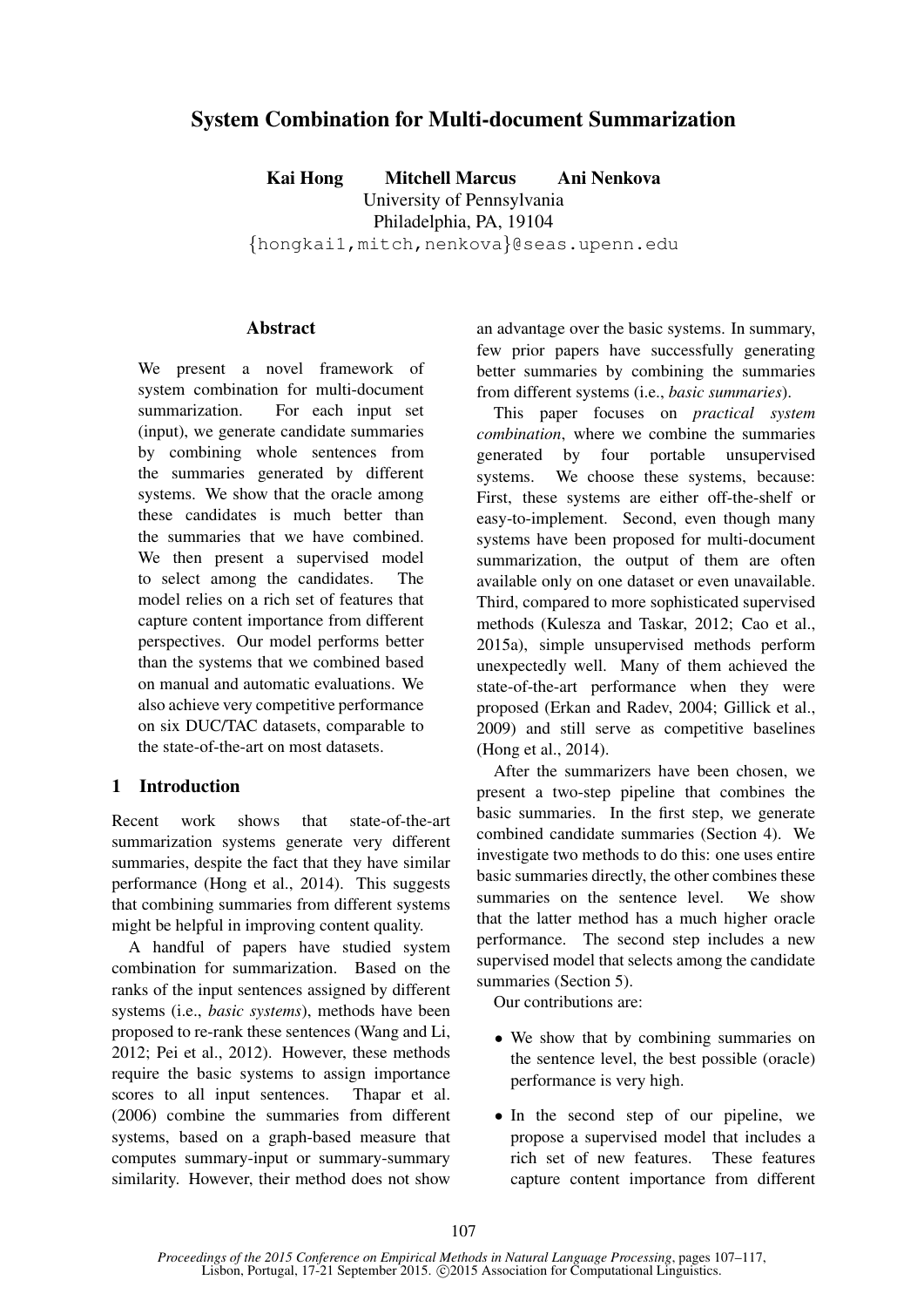# System Combination for Multi-document Summarization

**Kai Hong Mitchell Marcus Ani Nenkova**

University of Pennsylvania
Philadelphia, PA, 19104
{hongkai1,mitch,nenkova}@seas.upenn.edu

## Abstract

We present a novel framework of system combination for multi-document summarization. For each input set (input), we generate candidate summaries by combining whole sentences from the summaries generated by different systems. We show that the oracle among these candidates is much better than the summaries that we have combined. We then present a supervised model to select among the candidates. The model relies on a rich set of features that capture content importance from different perspectives. Our model performs better than the systems that we combined based on manual and automatic evaluations. We also achieve very competitive performance on six DUC/TAC datasets, comparable to the state-of-the-art on most datasets.

## 1 Introduction

Recent work shows that state-of-the-art summarization systems generate very different summaries, despite the fact that they have similar performance (Hong et al., 2014). This suggests that combining summaries from different systems might be helpful in improving content quality.

A handful of papers have studied system combination for summarization. Based on the ranks of the input sentences assigned by different systems (i.e., *basic systems*), methods have been proposed to re-rank these sentences (Wang and Li, 2012; Pei et al., 2012). However, these methods require the basic systems to assign importance scores to all input sentences. Thapar et al. (2006) combine the summaries from different systems, based on a graph-based measure that computes summary-input or summary-summary similarity. However, their method does not show an advantage over the basic systems. In summary, few prior papers have successfully generating better summaries by combining the summaries from different systems (i.e., *basic summaries*).

This paper focuses on *practical system combination*, where we combine the summaries generated by four portable unsupervised systems. We choose these systems, because: First, these systems are either off-the-shelf or easy-to-implement. Second, even though many systems have been proposed for multi-document summarization, the output of them are often available only on one dataset or even unavailable. Third, compared to more sophisticated supervised methods (Kulesza and Taskar, 2012; Cao et al., 2015a), simple unsupervised methods perform unexpectedly well. Many of them achieved the state-of-the-art performance when they were proposed (Erkan and Radev, 2004; Gillick et al., 2009) and still serve as competitive baselines (Hong et al., 2014).

After the summarizers have been chosen, we present a two-step pipeline that combines the basic summaries. In the first step, we generate combined candidate summaries (Section 4). We investigate two methods to do this: one uses entire basic summaries directly, the other combines these summaries on the sentence level. We show that the latter method has a much higher oracle performance. The second step includes a new supervised model that selects among the candidate summaries (Section 5).

Our contributions are:

- We show that by combining summaries on the sentence level, the best possible (oracle) performance is very high.
- In the second step of our pipeline, we propose a supervised model that includes a rich set of new features. These features capture content importance from different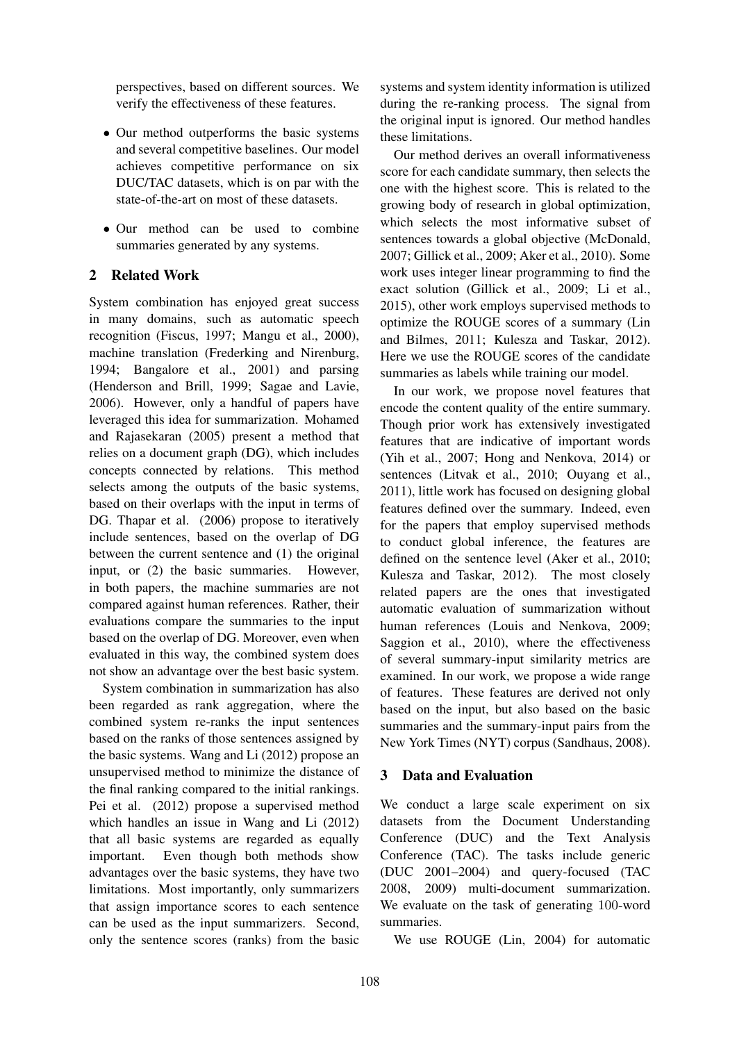perspectives, based on different sources. We verify the effectiveness of these features.

- Our method outperforms the basic systems and several competitive baselines. Our model achieves competitive performance on six DUC/TAC datasets, which is on par with the state-of-the-art on most of these datasets.
- Our method can be used to combine summaries generated by any systems.

## 2 Related Work

System combination has enjoyed great success in many domains, such as automatic speech recognition (Fiscus, 1997; Mangu et al., 2000), machine translation (Frederking and Nirenburg, 1994; Bangalore et al., 2001) and parsing (Henderson and Brill, 1999; Sagae and Lavie, 2006). However, only a handful of papers have leveraged this idea for summarization. Mohamed and Rajasekaran (2005) present a method that relies on a document graph (DG), which includes concepts connected by relations. This method selects among the outputs of the basic systems, based on their overlaps with the input in terms of DG. Thapar et al. (2006) propose to iteratively include sentences, based on the overlap of DG between the current sentence and (1) the original input, or (2) the basic summaries. However, in both papers, the machine summaries are not compared against human references. Rather, their evaluations compare the summaries to the input based on the overlap of DG. Moreover, even when evaluated in this way, the combined system does not show an advantage over the best basic system.

System combination in summarization has also been regarded as rank aggregation, where the combined system re-ranks the input sentences based on the ranks of those sentences assigned by the basic systems. Wang and Li (2012) propose an unsupervised method to minimize the distance of the final ranking compared to the initial rankings. Pei et al. (2012) propose a supervised method which handles an issue in Wang and Li (2012) that all basic systems are regarded as equally important. Even though both methods show advantages over the basic systems, they have two limitations. Most importantly, only summarizers that assign importance scores to each sentence can be used as the input summarizers. Second, only the sentence scores (ranks) from the basic systems and system identity information is utilized during the re-ranking process. The signal from the original input is ignored. Our method handles these limitations.

Our method derives an overall informativeness score for each candidate summary, then selects the one with the highest score. This is related to the growing body of research in global optimization, which selects the most informative subset of sentences towards a global objective (McDonald, 2007; Gillick et al., 2009; Aker et al., 2010). Some work uses integer linear programming to find the exact solution (Gillick et al., 2009; Li et al., 2015), other work employs supervised methods to optimize the ROUGE scores of a summary (Lin and Bilmes, 2011; Kulesza and Taskar, 2012). Here we use the ROUGE scores of the candidate summaries as labels while training our model.

In our work, we propose novel features that encode the content quality of the entire summary. Though prior work has extensively investigated features that are indicative of important words (Yih et al., 2007; Hong and Nenkova, 2014) or sentences (Litvak et al., 2010; Ouyang et al., 2011), little work has focused on designing global features defined over the summary. Indeed, even for the papers that employ supervised methods to conduct global inference, the features are defined on the sentence level (Aker et al., 2010; Kulesza and Taskar, 2012). The most closely related papers are the ones that investigated automatic evaluation of summarization without human references (Louis and Nenkova, 2009; Saggion et al., 2010), where the effectiveness of several summary-input similarity metrics are examined. In our work, we propose a wide range of features. These features are derived not only based on the input, but also based on the basic summaries and the summary-input pairs from the New York Times (NYT) corpus (Sandhaus, 2008).

## 3 Data and Evaluation

We conduct a large scale experiment on six datasets from the Document Understanding Conference (DUC) and the Text Analysis Conference (TAC). The tasks include generic (DUC 2001–2004) and query-focused (TAC 2008, 2009) multi-document summarization. We evaluate on the task of generating 100-word summaries.

We use ROUGE (Lin, 2004) for automatic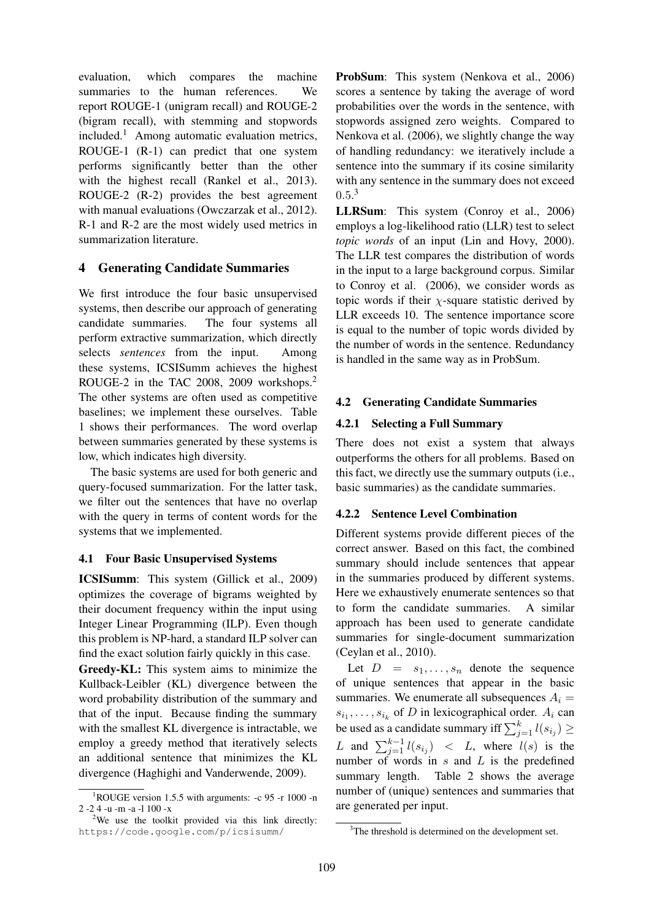evaluation, which compares the machine summaries to the human references. We report ROUGE-1 (unigram recall) and ROUGE-2 (bigram recall), with stemming and stopwords included.[1] Among automatic evaluation metrics, ROUGE-1 (R-1) can predict that one system performs significantly better than the other with the highest recall (Rankel et al., 2013). ROUGE-2 (R-2) provides the best agreement with manual evaluations (Owczarzak et al., 2012). R-1 and R-2 are the most widely used metrics in summarization literature.

## 4 Generating Candidate Summaries

We first introduce the four basic unsupervised systems, then describe our approach of generating candidate summaries. The four systems all perform extractive summarization, which directly selects *sentences* from the input. Among these systems, ICSISumm achieves the highest ROUGE-2 in the TAC 2008, 2009 workshops.[2] The other systems are often used as competitive baselines; we implement these ourselves. Table 1 shows their performances. The word overlap between summaries generated by these systems is low, which indicates high diversity.

The basic systems are used for both generic and query-focused summarization. For the latter task, we filter out the sentences that have no overlap with the query in terms of content words for the systems that we implemented.

### 4.1 Four Basic Unsupervised Systems

**ICSISumm**: This system (Gillick et al., 2009) optimizes the coverage of bigrams weighted by their document frequency within the input using Integer Linear Programming (ILP). Even though this problem is NP-hard, a standard ILP solver can find the exact solution fairly quickly in this case.

**Greedy-KL:** This system aims to minimize the Kullback-Leibler (KL) divergence between the word probability distribution of the summary and that of the input. Because finding the summary with the smallest KL divergence is intractable, we employ a greedy method that iteratively selects an additional sentence that minimizes the KL divergence (Haghighi and Vanderwende, 2009).

**ProbSum**: This system (Nenkova et al., 2006) scores a sentence by taking the average of word probabilities over the words in the sentence, with stopwords assigned zero weights. Compared to Nenkova et al. (2006), we slightly change the way of handling redundancy: we iteratively include a sentence into the summary if its cosine similarity with any sentence in the summary does not exceed 0.5.[3]

**LLRSum**: This system (Conroy et al., 2006) employs a log-likelihood ratio (LLR) test to select *topic words* of an input (Lin and Hovy, 2000). The LLR test compares the distribution of words in the input to a large background corpus. Similar to Conroy et al. (2006), we consider words as topic words if their $\chi$-square statistic derived by LLR exceeds 10. The sentence importance score is equal to the number of topic words divided by the number of words in the sentence. Redundancy is handled in the same way as in ProbSum.

### 4.2 Generating Candidate Summaries

#### 4.2.1 Selecting a Full Summary

There does not exist a system that always outperforms the others for all problems. Based on this fact, we directly use the summary outputs (i.e., basic summaries) as the candidate summaries.

#### 4.2.2 Sentence Level Combination

Different systems provide different pieces of the correct answer. Based on this fact, the combined summary should include sentences that appear in the summaries produced by different systems. Here we exhaustively enumerate sentences so that to form the candidate summaries. A similar approach has been used to generate candidate summaries for single-document summarization (Ceylan et al., 2010).

Let $D = s_1, \ldots, s_n$ denote the sequence of unique sentences that appear in the basic summaries. We enumerate all subsequences $A_i = s_{i_1}, \ldots, s_{i_k}$ of $D$ in lexicographical order. $A_i$ can be used as a candidate summary iff $\sum_{j=1}^{k} l(s_{i_j}) \geq L$ and $\sum_{j=1}^{k-1} l(s_{i_j}) < L$, where $l(s)$ is the number of words in $s$ and $L$ is the predefined summary length. Table 2 shows the average number of (unique) sentences and summaries that are generated per input.

[1] ROUGE version 1.5.5 with arguments: -c 95 -r 1000 -n 2 -2 4 -u -m -a -l 100 -x

[2] We use the toolkit provided via this link directly: https://code.google.com/p/icsisumm/

[3] The threshold is determined on the development set.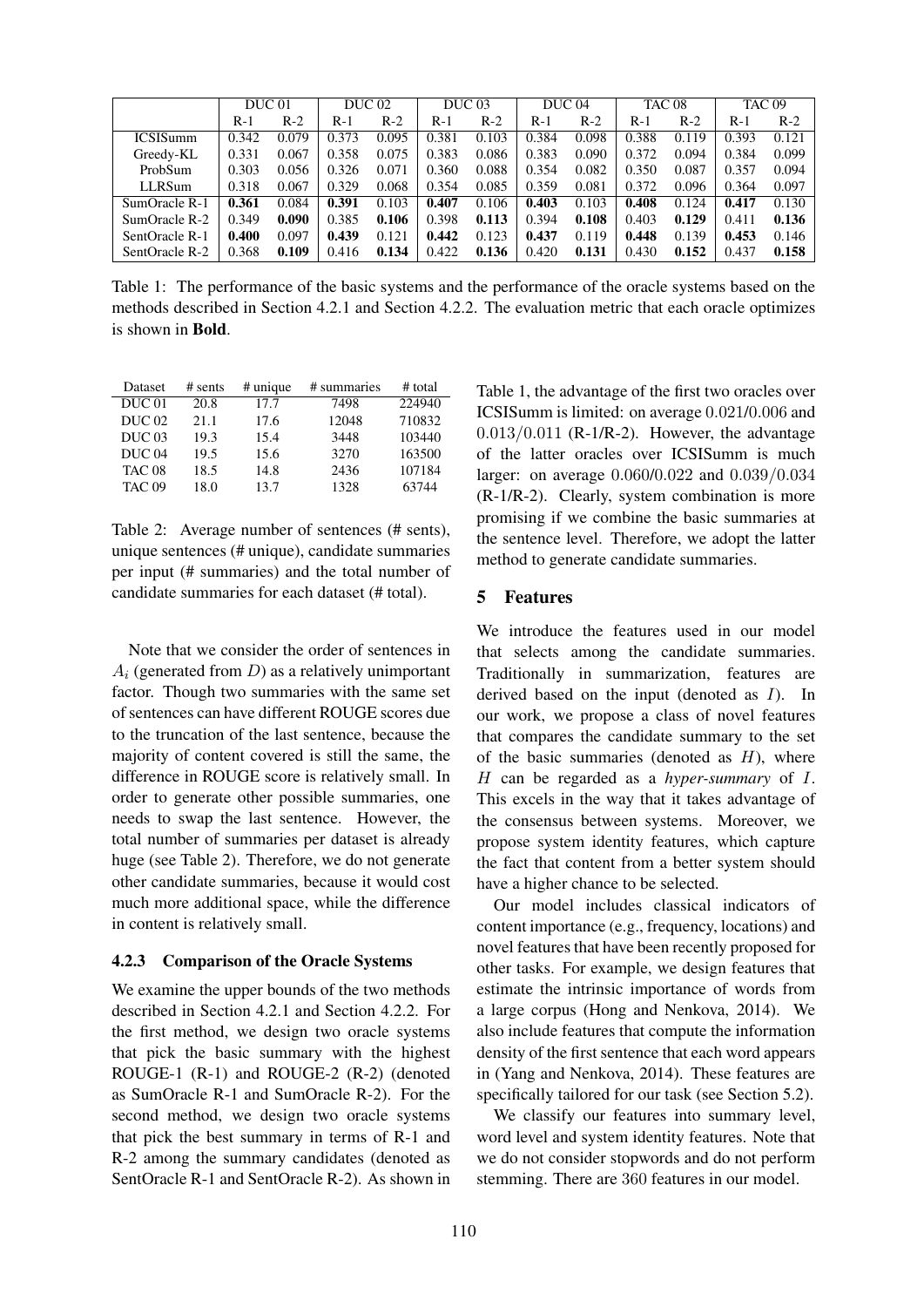| | DUC 01 | | DUC 02 | | DUC 03 | | DUC 04 | | TAC 08 | | TAC 09 | |
|---|---|---|---|---|---|---|---|---|---|---|---|---|
| | R-1 | R-2 | R-1 | R-2 | R-1 | R-2 | R-1 | R-2 | R-1 | R-2 | R-1 | R-2 |
| ICSISumm | 0.342 | 0.079 | 0.373 | 0.095 | 0.381 | 0.103 | 0.384 | 0.098 | 0.388 | 0.119 | 0.393 | 0.121 |
| Greedy-KL | 0.331 | 0.067 | 0.358 | 0.075 | 0.383 | 0.086 | 0.383 | 0.090 | 0.372 | 0.094 | 0.384 | 0.099 |
| ProbSum | 0.303 | 0.056 | 0.326 | 0.071 | 0.360 | 0.088 | 0.354 | 0.082 | 0.350 | 0.087 | 0.357 | 0.094 |
| LLRSum | 0.318 | 0.067 | 0.329 | 0.068 | 0.354 | 0.085 | 0.359 | 0.081 | 0.372 | 0.096 | 0.364 | 0.097 |
| SumOracle R-1 | **0.361** | 0.084 | **0.391** | 0.103 | **0.407** | 0.106 | **0.403** | 0.103 | **0.408** | 0.124 | **0.417** | 0.130 |
| SumOracle R-2 | 0.349 | **0.090** | 0.385 | **0.106** | 0.398 | **0.113** | 0.394 | **0.108** | 0.403 | **0.129** | 0.411 | **0.136** |
| SentOracle R-1 | **0.400** | 0.097 | **0.439** | 0.121 | **0.442** | 0.123 | **0.437** | 0.119 | **0.448** | 0.139 | **0.453** | 0.146 |
| SentOracle R-2 | 0.368 | **0.109** | 0.416 | **0.134** | 0.422 | **0.136** | 0.420 | **0.131** | 0.430 | **0.152** | 0.437 | **0.158** |

Table 1: The performance of the basic systems and the performance of the oracle systems based on the methods described in Section 4.2.1 and Section 4.2.2. The evaluation metric that each oracle optimizes is shown in **Bold**.

| Dataset | # sents | # unique | # summaries | # total |
|---|---|---|---|---|
| DUC 01 | 20.8 | 17.7 | 7498 | 224940 |
| DUC 02 | 21.1 | 17.6 | 12048 | 710832 |
| DUC 03 | 19.3 | 15.4 | 3448 | 103440 |
| DUC 04 | 19.5 | 15.6 | 3270 | 163500 |
| TAC 08 | 18.5 | 14.8 | 2436 | 107184 |
| TAC 09 | 18.0 | 13.7 | 1328 | 63744 |

Table 2: Average number of sentences (# sents), unique sentences (# unique), candidate summaries per input (# summaries) and the total number of candidate summaries for each dataset (# total).

Note that we consider the order of sentences in $A_i$ (generated from $D$) as a relatively unimportant factor. Though two summaries with the same set of sentences can have different ROUGE scores due to the truncation of the last sentence, because the majority of content covered is still the same, the difference in ROUGE score is relatively small. In order to generate other possible summaries, one needs to swap the last sentence. However, the total number of summaries per dataset is already huge (see Table 2). Therefore, we do not generate other candidate summaries, because it would cost much more additional space, while the difference in content is relatively small.

### 4.2.3 Comparison of the Oracle Systems

We examine the upper bounds of the two methods described in Section 4.2.1 and Section 4.2.2. For the first method, we design two oracle systems that pick the basic summary with the highest ROUGE-1 (R-1) and ROUGE-2 (R-2) (denoted as SumOracle R-1 and SumOracle R-2). For the second method, we design two oracle systems that pick the best summary in terms of R-1 and R-2 among the summary candidates (denoted as SentOracle R-1 and SentOracle R-2). As shown in Table 1, the advantage of the first two oracles over ICSISumm is limited: on average $0.021/0.006$ and $0.013/0.011$ (R-1/R-2). However, the advantage of the latter oracles over ICSISumm is much larger: on average $0.060/0.022$ and $0.039/0.034$ (R-1/R-2). Clearly, system combination is more promising if we combine the basic summaries at the sentence level. Therefore, we adopt the latter method to generate candidate summaries.

## 5 Features

We introduce the features used in our model that selects among the candidate summaries. Traditionally in summarization, features are derived based on the input (denoted as $I$). In our work, we propose a class of novel features that compares the candidate summary to the set of the basic summaries (denoted as $H$), where $H$ can be regarded as a *hyper-summary* of $I$. This excels in the way that it takes advantage of the consensus between systems. Moreover, we propose system identity features, which capture the fact that content from a better system should have a higher chance to be selected.

Our model includes classical indicators of content importance (e.g., frequency, locations) and novel features that have been recently proposed for other tasks. For example, we design features that estimate the intrinsic importance of words from a large corpus (Hong and Nenkova, 2014). We also include features that compute the information density of the first sentence that each word appears in (Yang and Nenkova, 2014). These features are specifically tailored for our task (see Section 5.2).

We classify our features into summary level, word level and system identity features. Note that we do not consider stopwords and do not perform stemming. There are 360 features in our model.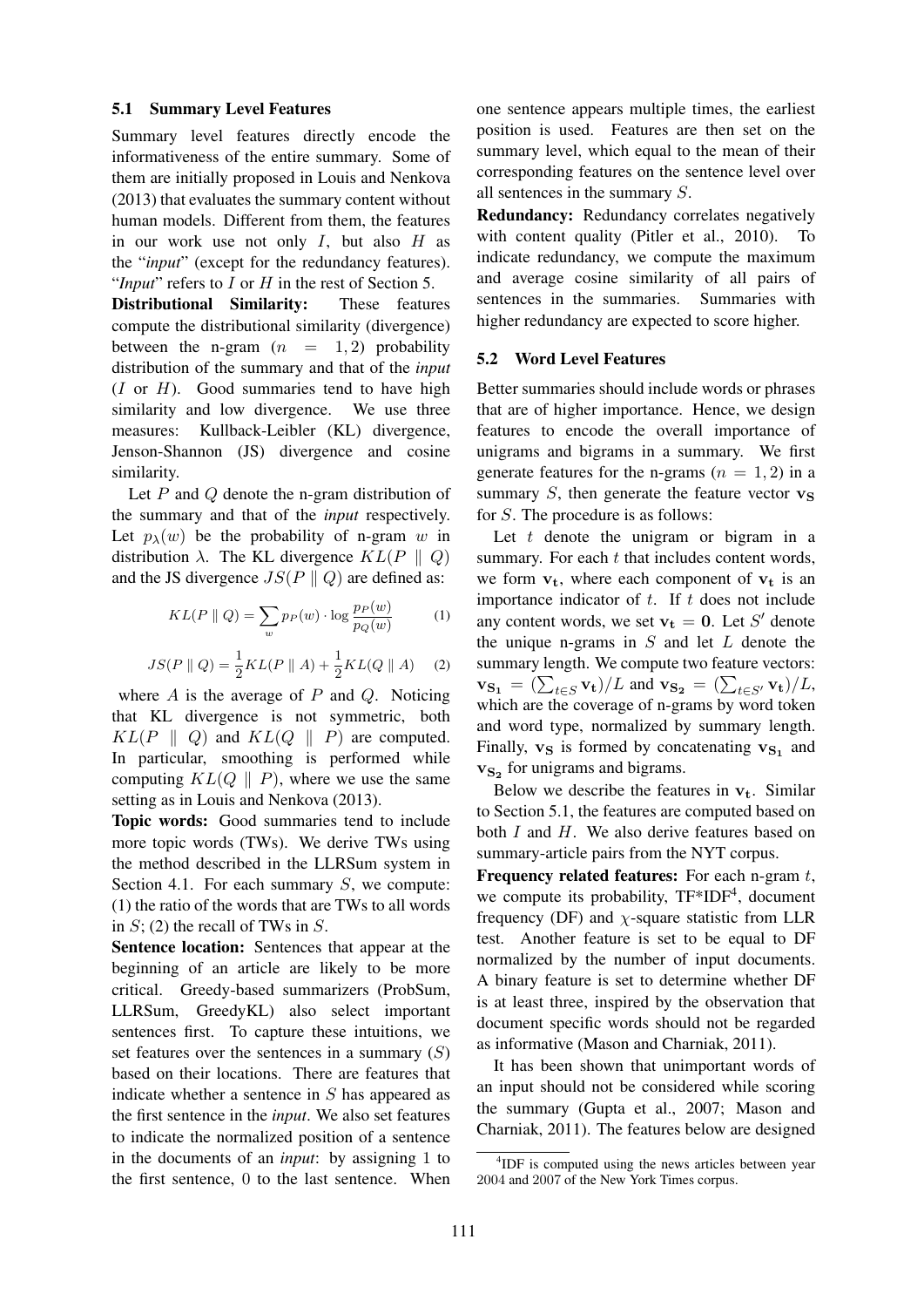### 5.1 Summary Level Features

Summary level features directly encode the informativeness of the entire summary. Some of them are initially proposed in Louis and Nenkova (2013) that evaluates the summary content without human models. Different from them, the features in our work use not only $I$, but also $H$ as the "*input*" (except for the redundancy features). "*Input*" refers to $I$ or $H$ in the rest of Section 5.

**Distributional Similarity:** These features compute the distributional similarity (divergence) between the n-gram ($n = 1, 2$) probability distribution of the summary and that of the *input* ($I$ or $H$). Good summaries tend to have high similarity and low divergence. We use three measures: Kullback-Leibler (KL) divergence, Jenson-Shannon (JS) divergence and cosine similarity.

Let $P$ and $Q$ denote the n-gram distribution of the summary and that of the *input* respectively. Let $p_\lambda(w)$ be the probability of n-gram $w$ in distribution $\lambda$. The KL divergence $KL(P \parallel Q)$ and the JS divergence $JS(P \parallel Q)$ are defined as:

$$KL(P \parallel Q) = \sum_w p_P(w) \cdot \log \frac{p_P(w)}{p_Q(w)} \quad (1)$$

$$JS(P \parallel Q) = \frac{1}{2} KL(P \parallel A) + \frac{1}{2} KL(Q \parallel A) \quad (2)$$

where $A$ is the average of $P$ and $Q$. Noticing that KL divergence is not symmetric, both $KL(P \parallel Q)$ and $KL(Q \parallel P)$ are computed. In particular, smoothing is performed while computing $KL(Q \parallel P)$, where we use the same setting as in Louis and Nenkova (2013).

**Topic words:** Good summaries tend to include more topic words (TWs). We derive TWs using the method described in the LLRSum system in Section 4.1. For each summary $S$, we compute: (1) the ratio of the words that are TWs to all words in $S$; (2) the recall of TWs in $S$.

**Sentence location:** Sentences that appear at the beginning of an article are likely to be more critical. Greedy-based summarizers (ProbSum, LLRSum, GreedyKL) also select important sentences first. To capture these intuitions, we set features over the sentences in a summary ($S$) based on their locations. There are features that indicate whether a sentence in $S$ has appeared as the first sentence in the *input*. We also set features to indicate the normalized position of a sentence in the documents of an *input*: by assigning 1 to the first sentence, 0 to the last sentence. When one sentence appears multiple times, the earliest position is used. Features are then set on the summary level, which equal to the mean of their corresponding features on the sentence level over all sentences in the summary $S$.

**Redundancy:** Redundancy correlates negatively with content quality (Pitler et al., 2010). To indicate redundancy, we compute the maximum and average cosine similarity of all pairs of sentences in the summaries. Summaries with higher redundancy are expected to score higher.

### 5.2 Word Level Features

Better summaries should include words or phrases that are of higher importance. Hence, we design features to encode the overall importance of unigrams and bigrams in a summary. We first generate features for the n-grams ($n = 1, 2$) in a summary $S$, then generate the feature vector $\mathbf{v_S}$ for $S$. The procedure is as follows:

Let $t$ denote the unigram or bigram in a summary. For each $t$ that includes content words, we form $\mathbf{v_t}$, where each component of $\mathbf{v_t}$ is an importance indicator of $t$. If $t$ does not include any content words, we set $\mathbf{v_t} = \mathbf{0}$. Let $S'$ denote the unique n-grams in $S$ and let $L$ denote the summary length. We compute two feature vectors: $\mathbf{v_{S_1}} = (\sum_{t \in S} \mathbf{v_t})/L$ and $\mathbf{v_{S_2}} = (\sum_{t \in S'} \mathbf{v_t})/L$, which are the coverage of n-grams by word token and word type, normalized by summary length. Finally, $\mathbf{v_S}$ is formed by concatenating $\mathbf{v_{S_1}}$ and $\mathbf{v_{S_2}}$ for unigrams and bigrams.

Below we describe the features in $\mathbf{v_t}$. Similar to Section 5.1, the features are computed based on both $I$ and $H$. We also derive features based on summary-article pairs from the NYT corpus.

**Frequency related features:** For each n-gram $t$, we compute its probability, TF*IDF[4], document frequency (DF) and $\chi$-square statistic from LLR test. Another feature is set to be equal to DF normalized by the number of input documents. A binary feature is set to determine whether DF is at least three, inspired by the observation that document specific words should not be regarded as informative (Mason and Charniak, 2011).

It has been shown that unimportant words of an input should not be considered while scoring the summary (Gupta et al., 2007; Mason and Charniak, 2011). The features below are designed

[4] IDF is computed using the news articles between year 2004 and 2007 of the New York Times corpus.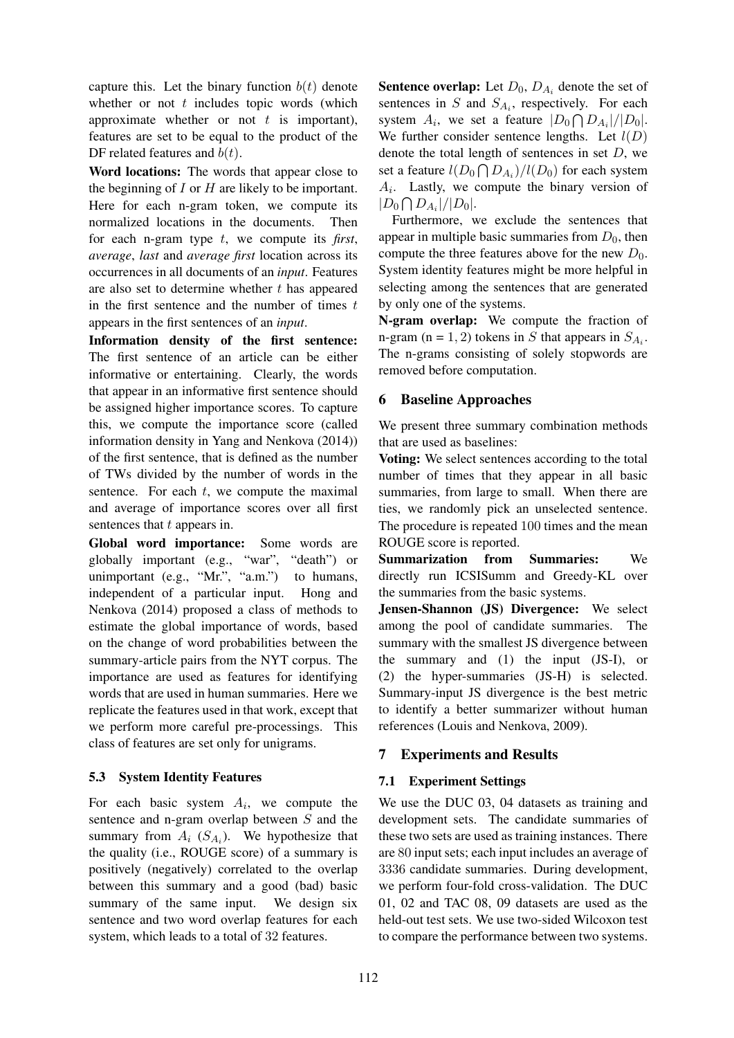capture this. Let the binary function $b(t)$ denote whether or not $t$ includes topic words (which approximate whether or not $t$ is important), features are set to be equal to the product of the DF related features and $b(t)$.

**Word locations:** The words that appear close to the beginning of $I$ or $H$ are likely to be important. Here for each n-gram token, we compute its normalized locations in the documents. Then for each n-gram type $t$, we compute its ***first***, *average*, *last* and *average first* location across its occurrences in all documents of an *input*. Features are also set to determine whether $t$ has appeared in the first sentence and the number of times $t$ appears in the first sentences of an *input*.

**Information density of the first sentence:** The first sentence of an article can be either informative or entertaining. Clearly, the words that appear in an informative first sentence should be assigned higher importance scores. To capture this, we compute the importance score (called information density in Yang and Nenkova (2014)) of the first sentence, that is defined as the number of TWs divided by the number of words in the sentence. For each $t$, we compute the maximal and average of importance scores over all first sentences that $t$ appears in.

**Global word importance:** Some words are globally important (e.g., "war", "death") or unimportant (e.g., "Mr.", "a.m.") to humans, independent of a particular input. Hong and Nenkova (2014) proposed a class of methods to estimate the global importance of words, based on the change of word probabilities between the summary-article pairs from the NYT corpus. The importance are used as features for identifying words that are used in human summaries. Here we replicate the features used in that work, except that we perform more careful pre-processings. This class of features are set only for unigrams.

### 5.3 System Identity Features

For each basic system $A_i$, we compute the sentence and n-gram overlap between $S$ and the summary from $A_i$ ($S_{A_i}$). We hypothesize that the quality (i.e., ROUGE score) of a summary is positively (negatively) correlated to the overlap between this summary and a good (bad) basic summary of the same input. We design six sentence and two word overlap features for each system, which leads to a total of 32 features.

**Sentence overlap:** Let $D_0$, $D_{A_i}$ denote the set of sentences in $S$ and $S_{A_i}$, respectively. For each system $A_i$, we set a feature $|D_0 \bigcap D_{A_i}|/|D_0|$. We further consider sentence lengths. Let $l(D)$ denote the total length of sentences in set $D$, we set a feature $l(D_0 \bigcap D_{A_i})/l(D_0)$ for each system $A_i$. Lastly, we compute the binary version of $|D_0 \bigcap D_{A_i}|/|D_0|$.

Furthermore, we exclude the sentences that appear in multiple basic summaries from $D_0$, then compute the three features above for the new $D_0$. System identity features might be more helpful in selecting among the sentences that are generated by only one of the systems.

**N-gram overlap:** We compute the fraction of n-gram (n = $1, 2$) tokens in $S$ that appears in $S_{A_i}$. The n-grams consisting of solely stopwords are removed before computation.

## 6 Baseline Approaches

We present three summary combination methods that are used as baselines:

**Voting:** We select sentences according to the total number of times that they appear in all basic summaries, from large to small. When there are ties, we randomly pick an unselected sentence. The procedure is repeated 100 times and the mean ROUGE score is reported.

**Summarization from Summaries:** We directly run ICSISumm and Greedy-KL over the summaries from the basic systems.

**Jensen-Shannon (JS) Divergence:** We select among the pool of candidate summaries. The summary with the smallest JS divergence between the summary and (1) the input (JS-I), or (2) the hyper-summaries (JS-H) is selected. Summary-input JS divergence is the best metric to identify a better summarizer without human references (Louis and Nenkova, 2009).

## 7 Experiments and Results

### 7.1 Experiment Settings

We use the DUC 03, 04 datasets as training and development sets. The candidate summaries of these two sets are used as training instances. There are 80 input sets; each input includes an average of 3336 candidate summaries. During development, we perform four-fold cross-validation. The DUC 01, 02 and TAC 08, 09 datasets are used as the held-out test sets. We use two-sided Wilcoxon test to compare the performance between two systems.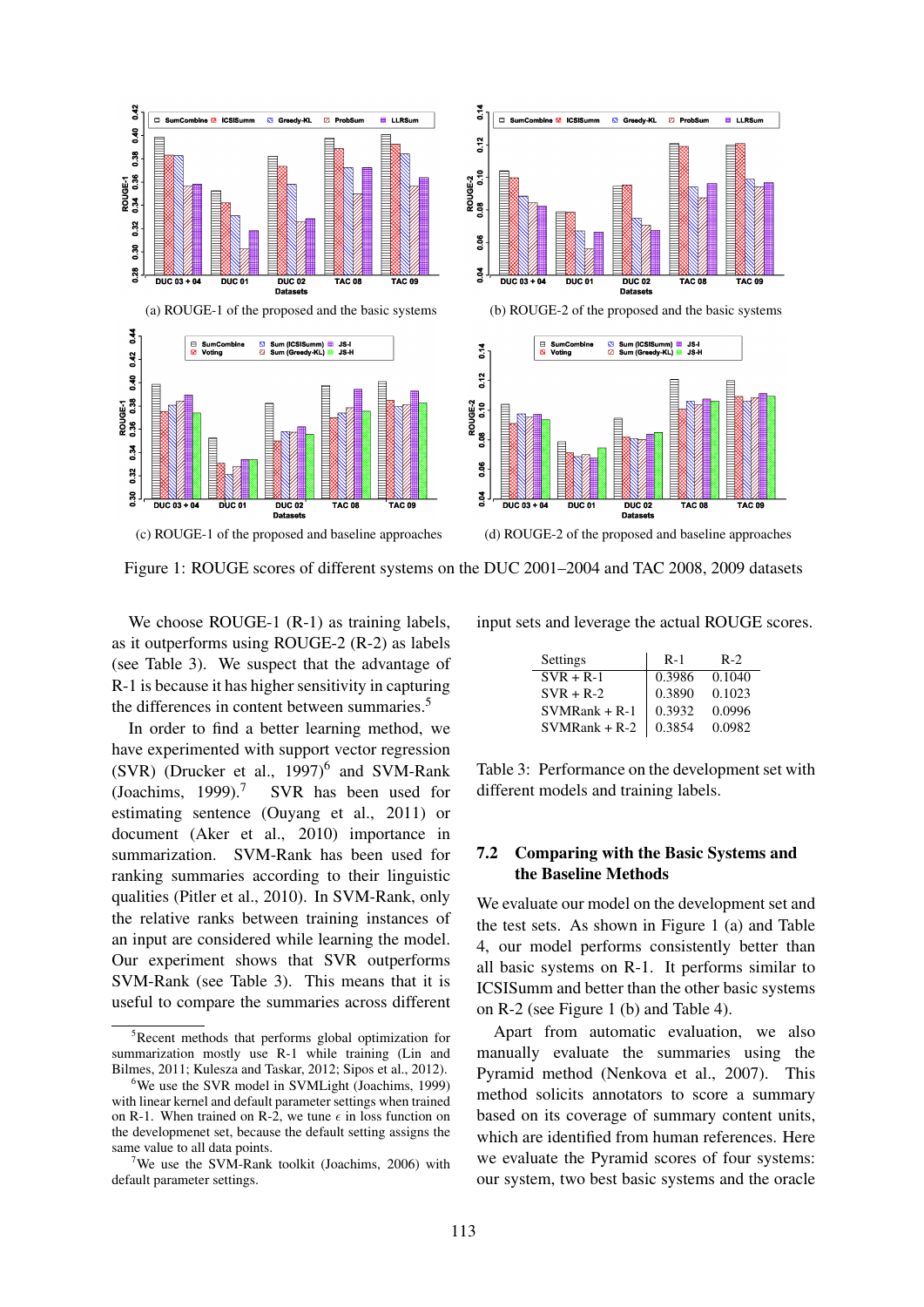(a) ROUGE-1 of the proposed and the basic systems

(b) ROUGE-2 of the proposed and the basic systems

(c) ROUGE-1 of the proposed and baseline approaches

(d) ROUGE-2 of the proposed and baseline approaches

Figure 1: ROUGE scores of different systems on the DUC 2001–2004 and TAC 2008, 2009 datasets

We choose ROUGE-1 (R-1) as training labels, as it outperforms using ROUGE-2 (R-2) as labels (see Table 3). We suspect that the advantage of R-1 is because it has higher sensitivity in capturing the differences in content between summaries.[5]

In order to find a better learning method, we have experimented with support vector regression (SVR) (Drucker et al., 1997)[6] and SVM-Rank (Joachims, 1999).[7] SVR has been used for estimating sentence (Ouyang et al., 2011) or document (Aker et al., 2010) importance in summarization. SVM-Rank has been used for ranking summaries according to their linguistic qualities (Pitler et al., 2010). In SVM-Rank, only the relative ranks between training instances of an input are considered while learning the model. Our experiment shows that SVR outperforms SVM-Rank (see Table 3). This means that it is useful to compare the summaries across different input sets and leverage the actual ROUGE scores.

| Settings | R-1 | R-2 |
|---|---|---|
| SVR + R-1 | 0.3986 | 0.1040 |
| SVR + R-2 | 0.3890 | 0.1023 |
| SVMRank + R-1 | 0.3932 | 0.0996 |
| SVMRank + R-2 | 0.3854 | 0.0982 |

Table 3: Performance on the development set with different models and training labels.

### 7.2 Comparing with the Basic Systems and the Baseline Methods

We evaluate our model on the development set and the test sets. As shown in Figure 1 (a) and Table 4, our model performs consistently better than all basic systems on R-1. It performs similar to ICSISumm and better than the other basic systems on R-2 (see Figure 1 (b) and Table 4).

Apart from automatic evaluation, we also manually evaluate the summaries using the Pyramid method (Nenkova et al., 2007). This method solicits annotators to score a summary based on its coverage of summary content units, which are identified from human references. Here we evaluate the Pyramid scores of four systems: our system, two best basic systems and the oracle

[5] Recent methods that performs global optimization for summarization mostly use R-1 while training (Lin and Bilmes, 2011; Kulesza and Taskar, 2012; Sipos et al., 2012).

[6] We use the SVR model in SVMLight (Joachims, 1999) with linear kernel and default parameter settings when trained on R-1. When trained on R-2, we tune $\epsilon$ in loss function on the developemnet set, because the default setting assigns the same value to all data points.

[7] We use the SVM-Rank toolkit (Joachims, 2006) with default parameter settings.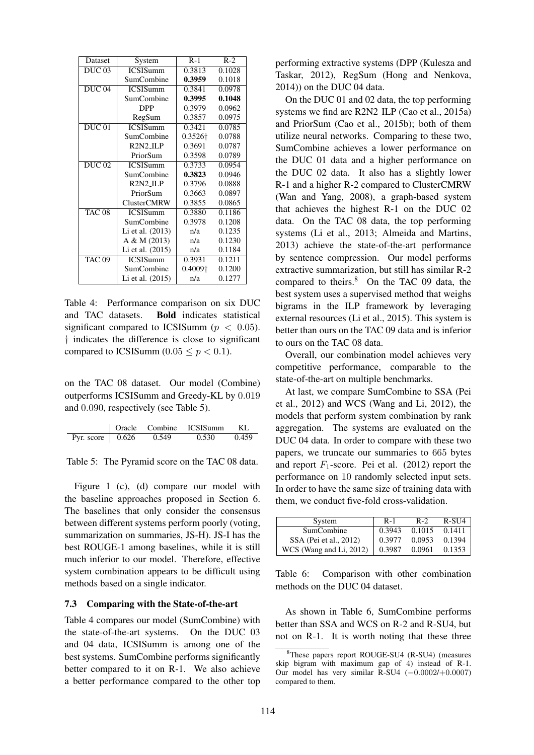| Dataset | System | R-1 | R-2 |
|---|---|---|---|
| DUC 03 | ICSISumm | 0.3813 | 0.1028 |
| | SumCombine | **0.3959** | 0.1018 |
| DUC 04 | ICSISumm | 0.3841 | 0.0978 |
| | SumCombine | **0.3995** | **0.1048** |
| | DPP | 0.3979 | 0.0962 |
| | RegSum | 0.3857 | 0.0975 |
| DUC 01 | ICSISumm | 0.3421 | 0.0785 |
| | SumCombine | 0.3526† | 0.0788 |
| | R2N2_ILP | 0.3691 | 0.0787 |
| | PriorSum | 0.3598 | 0.0789 |
| DUC 02 | ICSISumm | 0.3733 | 0.0954 |
| | SumCombine | **0.3823** | 0.0946 |
| | R2N2_ILP | 0.3796 | 0.0888 |
| | PriorSum | 0.3663 | 0.0897 |
| | ClusterCMRW | 0.3855 | 0.0865 |
| TAC 08 | ICSISumm | 0.3880 | 0.1186 |
| | SumCombine | 0.3978 | 0.1208 |
| | Li et al. (2013) | n/a | 0.1235 |
| | A & M (2013) | n/a | 0.1230 |
| | Li et al. (2015) | n/a | 0.1184 |
| TAC 09 | ICSISumm | 0.3931 | 0.1211 |
| | SumCombine | 0.4009† | 0.1200 |
| | Li et al. (2015) | n/a | 0.1277 |

Table 4: Performance comparison on six DUC and TAC datasets. **Bold** indicates statistical significant compared to ICSISumm ($p < 0.05$). † indicates the difference is close to significant compared to ICSISumm ($0.05 \leq p < 0.1$).

on the TAC 08 dataset. Our model (Combine) outperforms ICSISumm and Greedy-KL by 0.019 and 0.090, respectively (see Table 5).

| | Oracle | Combine | ICSISumm | KL |
|---|---|---|---|---|
| Pyr. score | 0.626 | 0.549 | 0.530 | 0.459 |

Table 5: The Pyramid score on the TAC 08 data.

Figure 1 (c), (d) compare our model with the baseline approaches proposed in Section 6. The baselines that only consider the consensus between different systems perform poorly (voting, summarization on summaries, JS-H). JS-I has the best ROUGE-1 among baselines, while it is still much inferior to our model. Therefore, effective system combination appears to be difficult using methods based on a single indicator.

### 7.3 Comparing with the State-of-the-art

Table 4 compares our model (SumCombine) with the state-of-the-art systems. On the DUC 03 and 04 data, ICSISumm is among one of the best systems. SumCombine performs significantly better compared to it on R-1. We also achieve a better performance compared to the other top performing extractive systems (DPP (Kulesza and Taskar, 2012), RegSum (Hong and Nenkova, 2014)) on the DUC 04 data.

On the DUC 01 and 02 data, the top performing systems we find are R2N2_ILP (Cao et al., 2015a) and PriorSum (Cao et al., 2015b); both of them utilize neural networks. Comparing to these two, SumCombine achieves a lower performance on the DUC 01 data and a higher performance on the DUC 02 data. It also has a slightly lower R-1 and a higher R-2 compared to ClusterCMRW (Wan and Yang, 2008), a graph-based system that achieves the highest R-1 on the DUC 02 data. On the TAC 08 data, the top performing systems (Li et al., 2013; Almeida and Martins, 2013) achieve the state-of-the-art performance by sentence compression. Our model performs extractive summarization, but still has similar R-2 compared to theirs.[8] On the TAC 09 data, the best system uses a supervised method that weighs bigrams in the ILP framework by leveraging external resources (Li et al., 2015). This system is better than ours on the TAC 09 data and is inferior to ours on the TAC 08 data.

Overall, our combination model achieves very competitive performance, comparable to the state-of-the-art on multiple benchmarks.

At last, we compare SumCombine to SSA (Pei et al., 2012) and WCS (Wang and Li, 2012), the models that perform system combination by rank aggregation. The systems are evaluated on the DUC 04 data. In order to compare with these two papers, we truncate our summaries to 665 bytes and report $F_1$-score. Pei et al. (2012) report the performance on 10 randomly selected input sets. In order to have the same size of training data with them, we conduct five-fold cross-validation.

| System | R-1 | R-2 | R-SU4 |
|---|---|---|---|
| SumCombine | 0.3943 | 0.1015 | 0.1411 |
| SSA (Pei et al., 2012) | 0.3977 | 0.0953 | 0.1394 |
| WCS (Wang and Li, 2012) | 0.3987 | 0.0961 | 0.1353 |

Table 6: Comparison with other combination methods on the DUC 04 dataset.

As shown in Table 6, SumCombine performs better than SSA and WCS on R-2 and R-SU4, but not on R-1. It is worth noting that these three

[8] These papers report ROUGE-SU4 (R-SU4) (measures skip bigram with maximum gap of 4) instead of R-1. Our model has very similar R-SU4 ($-0.0002$/$+0.0007$) compared to them.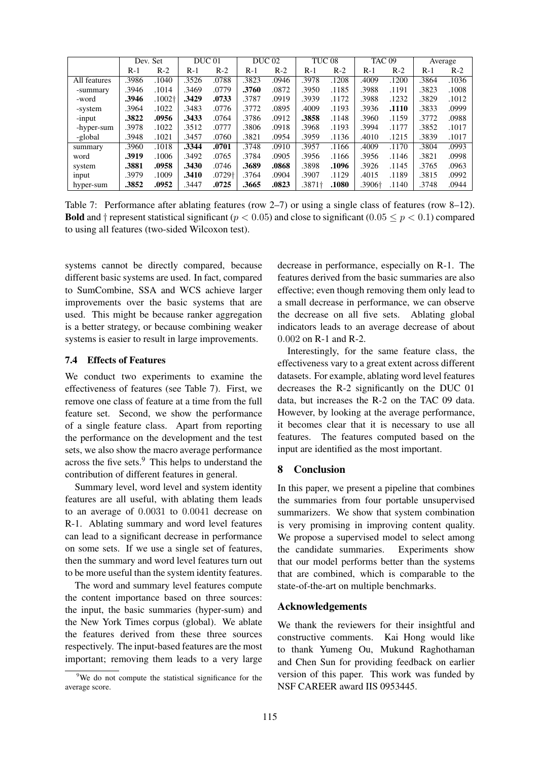| | Dev. Set | | DUC 01 | | DUC 02 | | TUC 08 | | TAC 09 | | Average | |
|---|---|---|---|---|---|---|---|---|---|---|---|---|
| | R-1 | R-2 | R-1 | R-2 | R-1 | R-2 | R-1 | R-2 | R-1 | R-2 | R-1 | R-2 |
| All features | .3986 | .1040 | .3526 | .0788 | .3823 | .0946 | .3978 | .1208 | .4009 | .1200 | .3864 | .1036 |
| -summary | .3946 | .1014 | .3469 | .0779 | **.3760** | .0872 | .3950 | .1185 | .3988 | .1191 | .3823 | .1008 |
| -word | **.3946** | .1002† | **.3429** | **.0733** | .3787 | .0919 | .3939 | .1172 | .3988 | .1232 | .3829 | .1012 |
| -system | .3964 | .1022 | .3483 | .0776 | .3772 | .0895 | .4009 | .1193 | .3936 | **.1110** | .3833 | .0999 |
| -input | **.3822** | **.0956** | **.3433** | .0764 | .3786 | .0912 | **.3858** | .1148 | .3960 | .1159 | .3772 | .0988 |
| -hyper-sum | .3978 | .1022 | .3512 | .0777 | .3806 | .0918 | .3968 | .1193 | .3994 | .1177 | .3852 | .1017 |
| -global | .3948 | .1021 | .3457 | .0760 | .3821 | .0954 | .3959 | .1136 | .4010 | .1215 | .3839 | .1017 |
| summary | .3960 | .1018 | **.3344** | **.0701** | .3748 | .0910 | .3957 | .1166 | .4009 | .1170 | .3804 | .0993 |
| word | **.3919** | .1006 | .3492 | .0765 | .3784 | .0905 | .3956 | .1166 | .3956 | .1146 | .3821 | .0998 |
| system | **.3881** | **.0958** | **.3430** | .0746 | **.3689** | **.0868** | .3898 | **.1096** | .3926 | .1145 | .3765 | .0963 |
| input | .3979 | .1009 | **.3410** | .0729† | .3764 | .0904 | .3907 | .1129 | .4015 | .1189 | .3815 | .0992 |
| hyper-sum | **.3852** | **.0952** | .3447 | **.0725** | **.3665** | **.0823** | .3871† | **.1080** | .3906† | .1140 | .3748 | .0944 |

Table 7: Performance after ablating features (row 2–7) or using a single class of features (row 8–12). **Bold** and † represent statistical significant ($p < 0.05$) and close to significant ($0.05 \leq p < 0.1$) compared to using all features (two-sided Wilcoxon test).

systems cannot be directly compared, because different basic systems are used. In fact, compared to SumCombine, SSA and WCS achieve larger improvements over the basic systems that are used. This might be because ranker aggregation is a better strategy, or because combining weaker systems is easier to result in large improvements.

### 7.4 Effects of Features

We conduct two experiments to examine the effectiveness of features (see Table 7). First, we remove one class of feature at a time from the full feature set. Second, we show the performance of a single feature class. Apart from reporting the performance on the development and the test sets, we also show the macro average performance across the five sets.[9] This helps to understand the contribution of different features in general.

Summary level, word level and system identity features are all useful, with ablating them leads to an average of 0.0031 to 0.0041 decrease on R-1. Ablating summary and word level features can lead to a significant decrease in performance on some sets. If we use a single set of features, then the summary and word level features turn out to be more useful than the system identity features.

The word and summary level features compute the content importance based on three sources: the input, the basic summaries (hyper-sum) and the New York Times corpus (global). We ablate the features derived from these three sources respectively. The input-based features are the most important; removing them leads to a very large decrease in performance, especially on R-1. The features derived from the basic summaries are also effective; even though removing them only lead to a small decrease in performance, we can observe the decrease on all five sets. Ablating global indicators leads to an average decrease of about 0.002 on R-1 and R-2.

Interestingly, for the same feature class, the effectiveness vary to a great extent across different datasets. For example, ablating word level features decreases the R-2 significantly on the DUC 01 data, but increases the R-2 on the TAC 09 data. However, by looking at the average performance, it becomes clear that it is necessary to use all features. The features computed based on the input are identified as the most important.

## 8 Conclusion

In this paper, we present a pipeline that combines the summaries from four portable unsupervised summarizers. We show that system combination is very promising in improving content quality. We propose a supervised model to select among the candidate summaries. Experiments show that our model performs better than the systems that are combined, which is comparable to the state-of-the-art on multiple benchmarks.

## Acknowledgements

We thank the reviewers for their insightful and constructive comments. Kai Hong would like to thank Yumeng Ou, Mukund Raghothaman and Chen Sun for providing feedback on earlier version of this paper. This work was funded by NSF CAREER award IIS 0953445.

[9] We do not compute the statistical significance for the average score.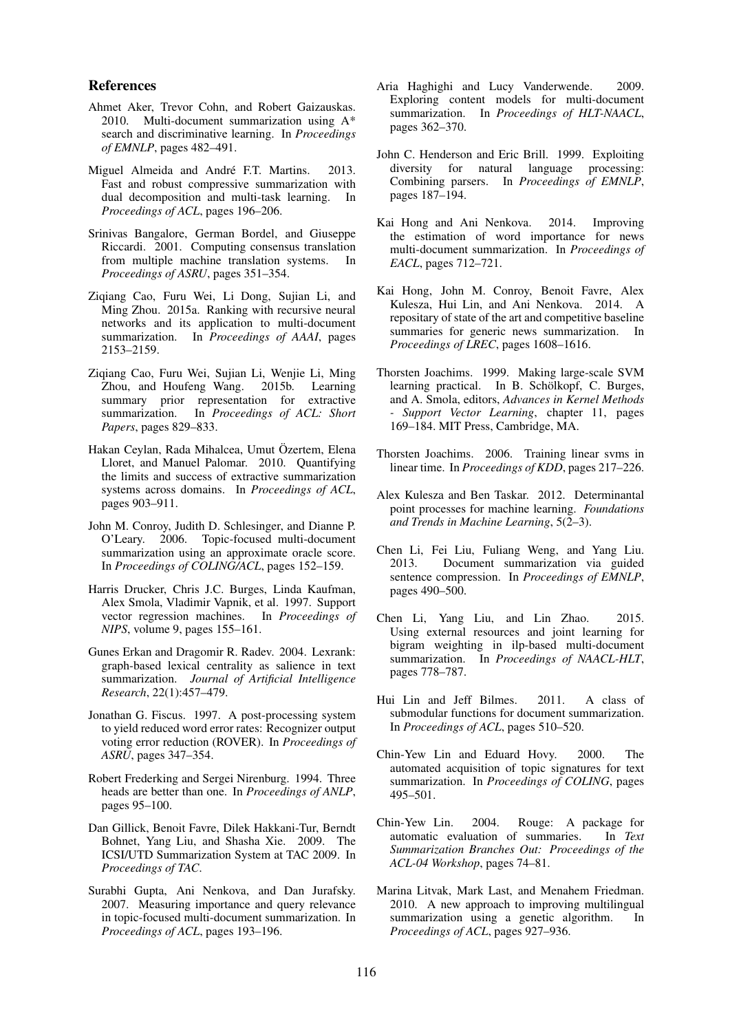## References

Ahmet Aker, Trevor Cohn, and Robert Gaizauskas. 2010. Multi-document summarization using A* search and discriminative learning. In *Proceedings of EMNLP*, pages 482–491.

Miguel Almeida and André F.T. Martins. 2013. Fast and robust compressive summarization with dual decomposition and multi-task learning. In *Proceedings of ACL*, pages 196–206.

Srinivas Bangalore, German Bordel, and Giuseppe Riccardi. 2001. Computing consensus translation from multiple machine translation systems. In *Proceedings of ASRU*, pages 351–354.

Ziqiang Cao, Furu Wei, Li Dong, Sujian Li, and Ming Zhou. 2015a. Ranking with recursive neural networks and its application to multi-document summarization. In *Proceedings of AAAI*, pages 2153–2159.

Ziqiang Cao, Furu Wei, Sujian Li, Wenjie Li, Ming Zhou, and Houfeng Wang. 2015b. Learning summary prior representation for extractive summarization. In *Proceedings of ACL: Short Papers*, pages 829–833.

Hakan Ceylan, Rada Mihalcea, Umut Özertem, Elena Lloret, and Manuel Palomar. 2010. Quantifying the limits and success of extractive summarization systems across domains. In *Proceedings of ACL*, pages 903–911.

John M. Conroy, Judith D. Schlesinger, and Dianne P. O'Leary. 2006. Topic-focused multi-document summarization using an approximate oracle score. In *Proceedings of COLING/ACL*, pages 152–159.

Harris Drucker, Chris J.C. Burges, Linda Kaufman, Alex Smola, Vladimir Vapnik, et al. 1997. Support vector regression machines. In *Proceedings of NIPS*, volume 9, pages 155–161.

Gunes Erkan and Dragomir R. Radev. 2004. Lexrank: graph-based lexical centrality as salience in text summarization. *Journal of Artificial Intelligence Research*, 22(1):457–479.

Jonathan G. Fiscus. 1997. A post-processing system to yield reduced word error rates: Recognizer output voting error reduction (ROVER). In *Proceedings of ASRU*, pages 347–354.

Robert Frederking and Sergei Nirenburg. 1994. Three heads are better than one. In *Proceedings of ANLP*, pages 95–100.

Dan Gillick, Benoit Favre, Dilek Hakkani-Tur, Berndt Bohnet, Yang Liu, and Shasha Xie. 2009. The ICSI/UTD Summarization System at TAC 2009. In *Proceedings of TAC*.

Surabhi Gupta, Ani Nenkova, and Dan Jurafsky. 2007. Measuring importance and query relevance in topic-focused multi-document summarization. In *Proceedings of ACL*, pages 193–196.

Aria Haghighi and Lucy Vanderwende. 2009. Exploring content models for multi-document summarization. In *Proceedings of HLT-NAACL*, pages 362–370.

John C. Henderson and Eric Brill. 1999. Exploiting diversity for natural language processing: Combining parsers. In *Proceedings of EMNLP*, pages 187–194.

Kai Hong and Ani Nenkova. 2014. Improving the estimation of word importance for news multi-document summarization. In *Proceedings of EACL*, pages 712–721.

Kai Hong, John M. Conroy, Benoit Favre, Alex Kulesza, Hui Lin, and Ani Nenkova. 2014. A repository of state of the art and competitive baseline summaries for generic news summarization. In *Proceedings of LREC*, pages 1608–1616.

Thorsten Joachims. 1999. Making large-scale SVM learning practical. In B. Schölkopf, C. Burges, and A. Smola, editors, *Advances in Kernel Methods - Support Vector Learning*, chapter 11, pages 169–184. MIT Press, Cambridge, MA.

Thorsten Joachims. 2006. Training linear svms in linear time. In *Proceedings of KDD*, pages 217–226.

Alex Kulesza and Ben Taskar. 2012. Determinantal point processes for machine learning. *Foundations and Trends in Machine Learning*, 5(2–3).

Chen Li, Fei Liu, Fuliang Weng, and Yang Liu. 2013. Document summarization via guided sentence compression. In *Proceedings of EMNLP*, pages 490–500.

Chen Li, Yang Liu, and Lin Zhao. 2015. Using external resources and joint learning for bigram weighting in ilp-based multi-document summarization. In *Proceedings of NAACL-HLT*, pages 778–787.

Hui Lin and Jeff Bilmes. 2011. A class of submodular functions for document summarization. In *Proceedings of ACL*, pages 510–520.

Chin-Yew Lin and Eduard Hovy. 2000. The automated acquisition of topic signatures for text summarization. In *Proceedings of COLING*, pages 495–501.

Chin-Yew Lin. 2004. Rouge: A package for automatic evaluation of summaries. In *Text Summarization Branches Out: Proceedings of the ACL-04 Workshop*, pages 74–81.

Marina Litvak, Mark Last, and Menahem Friedman. 2010. A new approach to improving multilingual summarization using a genetic algorithm. In *Proceedings of ACL*, pages 927–936.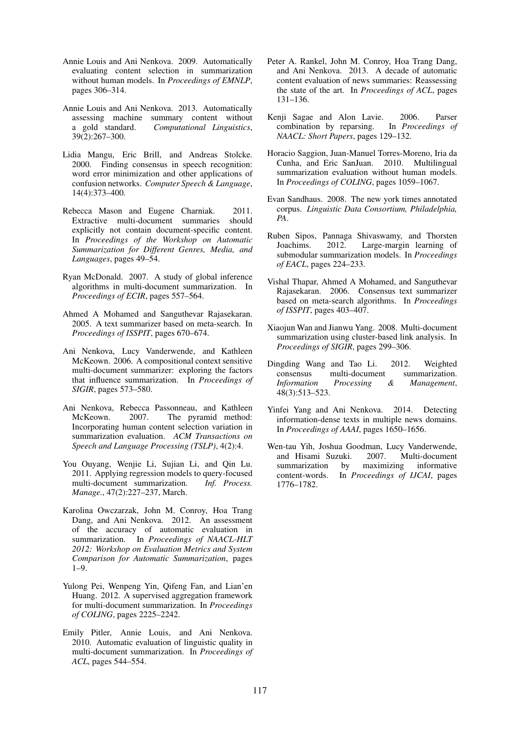Annie Louis and Ani Nenkova. 2009. Automatically evaluating content selection in summarization without human models. In *Proceedings of EMNLP*, pages 306–314.

Annie Louis and Ani Nenkova. 2013. Automatically assessing machine summary content without a gold standard. *Computational Linguistics*, 39(2):267–300.

Lidia Mangu, Eric Brill, and Andreas Stolcke. 2000. Finding consensus in speech recognition: word error minimization and other applications of confusion networks. *Computer Speech & Language*, 14(4):373–400.

Rebecca Mason and Eugene Charniak. 2011. Extractive multi-document summaries should explicitly not contain document-specific content. In *Proceedings of the Workshop on Automatic Summarization for Different Genres, Media, and Languages*, pages 49–54.

Ryan McDonald. 2007. A study of global inference algorithms in multi-document summarization. In *Proceedings of ECIR*, pages 557–564.

Ahmed A Mohamed and Sanguthevar Rajasekaran. 2005. A text summarizer based on meta-search. In *Proceedings of ISSPIT*, pages 670–674.

Ani Nenkova, Lucy Vanderwende, and Kathleen McKeown. 2006. A compositional context sensitive multi-document summarizer: exploring the factors that influence summarization. In *Proceedings of SIGIR*, pages 573–580.

Ani Nenkova, Rebecca Passonneau, and Kathleen McKeown. 2007. The pyramid method: Incorporating human content selection variation in summarization evaluation. *ACM Transactions on Speech and Language Processing (TSLP)*, 4(2):4.

You Ouyang, Wenjie Li, Sujian Li, and Qin Lu. 2011. Applying regression models to query-focused multi-document summarization. *Inf. Process. Manage.*, 47(2):227–237, March.

Karolina Owczarzak, John M. Conroy, Hoa Trang Dang, and Ani Nenkova. 2012. An assessment of the accuracy of automatic evaluation in summarization. In *Proceedings of NAACL-HLT 2012: Workshop on Evaluation Metrics and System Comparison for Automatic Summarization*, pages 1–9.

Yulong Pei, Wenpeng Yin, Qifeng Fan, and Lian'en Huang. 2012. A supervised aggregation framework for multi-document summarization. In *Proceedings of COLING*, pages 2225–2242.

Emily Pitler, Annie Louis, and Ani Nenkova. 2010. Automatic evaluation of linguistic quality in multi-document summarization. In *Proceedings of ACL*, pages 544–554.

Peter A. Rankel, John M. Conroy, Hoa Trang Dang, and Ani Nenkova. 2013. A decade of automatic content evaluation of news summaries: Reassessing the state of the art. In *Proceedings of ACL*, pages 131–136.

Kenji Sagae and Alon Lavie. 2006. Parser combination by reparsing. In *Proceedings of NAACL: Short Papers*, pages 129–132.

Horacio Saggion, Juan-Manuel Torres-Moreno, Iria da Cunha, and Eric SanJuan. 2010. Multilingual summarization evaluation without human models. In *Proceedings of COLING*, pages 1059–1067.

Evan Sandhaus. 2008. The new york times annotated corpus. *Linguistic Data Consortium, Philadelphia, PA*.

Ruben Sipos, Pannaga Shivaswamy, and Thorsten Joachims. 2012. Large-margin learning of submodular summarization models. In *Proceedings of EACL*, pages 224–233.

Vishal Thapar, Ahmed A Mohamed, and Sanguthevar Rajasekaran. 2006. Consensus text summarizer based on meta-search algorithms. In *Proceedings of ISSPIT*, pages 403–407.

Xiaojun Wan and Jianwu Yang. 2008. Multi-document summarization using cluster-based link analysis. In *Proceedings of SIGIR*, pages 299–306.

Dingding Wang and Tao Li. 2012. Weighted consensus multi-document summarization. *Information Processing & Management*, 48(3):513–523.

Yinfei Yang and Ani Nenkova. 2014. Detecting information-dense texts in multiple news domains. In *Proceedings of AAAI*, pages 1650–1656.

Wen-tau Yih, Joshua Goodman, Lucy Vanderwende, and Hisami Suzuki. 2007. Multi-document summarization by maximizing informative content-words. In *Proceedings of IJCAI*, pages 1776–1782.